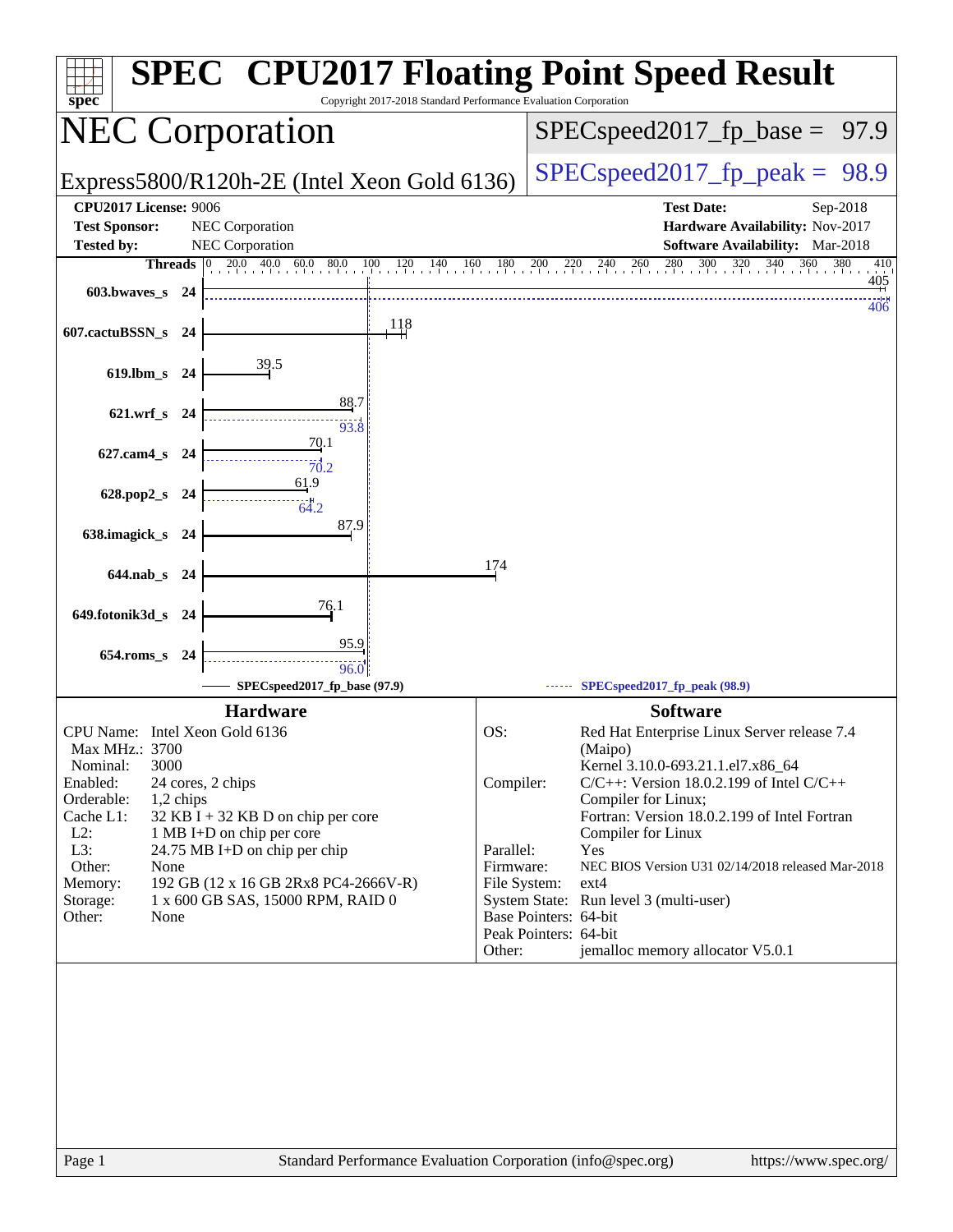# SPEC® CPU2017 Floating Point Speed Result

Copyright 2017-2018 Standard Performance Evaluation Corporation

## NEC Corporation

Express5800/R120h-2E (Intel Xeon Gold 6136)

SPECspeed2017_fp_base = 97.9

SPECspeed2017_fp_peak = 98.9

**CPU2017 License:** 9006
**Test Sponsor:** NEC Corporation
**Tested by:** NEC Corporation

**Test Date:** Sep-2018
**Hardware Availability:** Nov-2017
**Software Availability:** Mar-2018

| Benchmark | Threads | Base | Peak |
|---|---|---|---|
| 603.bwaves_s | 24 | 405 | 406 |
| 607.cactuBSSN_s | 24 | 118 | |
| 619.lbm_s | 24 | 39.5 | |
| 621.wrf_s | 24 | 88.7 | 93.8 |
| 627.cam4_s | 24 | 70.1 | 70.2 |
| 628.pop2_s | 24 | 61.9 | 64.2 |
| 638.imagick_s | 24 | 87.9 | |
| 644.nab_s | 24 | 174 | |
| 649.fotonik3d_s | 24 | 76.1 | |
| 654.roms_s | 24 | 95.9 | 96.0 |

SPECspeed2017_fp_base (97.9) — SPECspeed2017_fp_peak (98.9)

### Hardware

| | |
|---|---|
| CPU Name: | Intel Xeon Gold 6136 |
| Max MHz.: | 3700 |
| Nominal: | 3000 |
| Enabled: | 24 cores, 2 chips |
| Orderable: | 1,2 chips |
| Cache L1: | 32 KB I + 32 KB D on chip per core |
| L2: | 1 MB I+D on chip per core |
| L3: | 24.75 MB I+D on chip per chip |
| Other: | None |
| Memory: | 192 GB (12 x 16 GB 2Rx8 PC4-2666V-R) |
| Storage: | 1 x 600 GB SAS, 15000 RPM, RAID 0 |
| Other: | None |

### Software

| | |
|---|---|
| OS: | Red Hat Enterprise Linux Server release 7.4 (Maipo) Kernel 3.10.0-693.21.1.el7.x86_64 |
| Compiler: | C/C++: Version 18.0.2.199 of Intel C/C++ Compiler for Linux; Fortran: Version 18.0.2.199 of Intel Fortran Compiler for Linux |
| Parallel: | Yes |
| Firmware: | NEC BIOS Version U31 02/14/2018 released Mar-2018 |
| File System: | ext4 |
| System State: | Run level 3 (multi-user) |
| Base Pointers: | 64-bit |
| Peak Pointers: | 64-bit |
| Other: | jemalloc memory allocator V5.0.1 |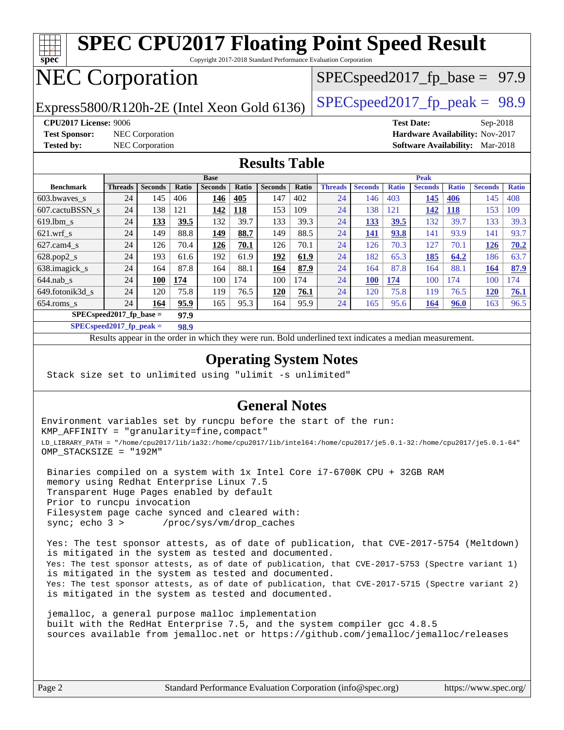# SPEC CPU2017 Floating Point Speed Result

Copyright 2017-2018 Standard Performance Evaluation Corporation

## NEC Corporation

Express5800/R120h-2E (Intel Xeon Gold 6136)

SPECspeed2017_fp_base = 97.9

SPECspeed2017_fp_peak = 98.9

**CPU2017 License:** 9006
**Test Sponsor:** NEC Corporation
**Tested by:** NEC Corporation
**Test Date:** Sep-2018
**Hardware Availability:** Nov-2017
**Software Availability:** Mar-2018

## Results Table

| Benchmark | Base | | | | | | | Peak | | | | | | |
|---|---|---|---|---|---|---|---|---|---|---|---|---|---|---|
| | Threads | Seconds | Ratio | Seconds | Ratio | Seconds | Ratio | Threads | Seconds | Ratio | Seconds | Ratio | Seconds | Ratio |
| 603.bwaves_s | 24 | 145 | 406 | **146** | **405** | 147 | 402 | 24 | 146 | 403 | **145** | **406** | 145 | 408 |
| 607.cactuBSSN_s | 24 | 138 | 121 | **142** | **118** | 153 | 109 | 24 | 138 | 121 | **142** | **118** | 153 | 109 |
| 619.lbm_s | 24 | **133** | **39.5** | 132 | 39.7 | 133 | 39.3 | 24 | **133** | **39.5** | 132 | 39.7 | 133 | 39.3 |
| 621.wrf_s | 24 | 149 | 88.8 | **149** | **88.7** | 149 | 88.5 | 24 | **141** | **93.8** | 141 | 93.9 | 141 | 93.7 |
| 627.cam4_s | 24 | 126 | 70.4 | **126** | **70.1** | 126 | 70.1 | 24 | 126 | 70.3 | 127 | 70.1 | **126** | **70.2** |
| 628.pop2_s | 24 | 193 | 61.6 | 192 | 61.9 | **192** | **61.9** | 24 | 182 | 65.3 | **185** | **64.2** | 186 | 63.7 |
| 638.imagick_s | 24 | 164 | 87.8 | 164 | 88.1 | **164** | **87.9** | 24 | 164 | 87.8 | 164 | 88.1 | **164** | **87.9** |
| 644.nab_s | 24 | **100** | **174** | 100 | 174 | 100 | 174 | 24 | **100** | **174** | 100 | 174 | 100 | 174 |
| 649.fotonik3d_s | 24 | 120 | 75.8 | 119 | 76.5 | **120** | **76.1** | 24 | 120 | 75.8 | 119 | 76.5 | **120** | **76.1** |
| 654.roms_s | 24 | **164** | **95.9** | 165 | 95.3 | 164 | 95.9 | 24 | 165 | 95.6 | **164** | **96.0** | 163 | 96.5 |

**SPECspeed2017_fp_base = 97.9**

**SPECspeed2017_fp_peak = 98.9**

Results appear in the order in which they were run. Bold underlined text indicates a median measurement.

## Operating System Notes

Stack size set to unlimited using "ulimit -s unlimited"

## General Notes

```
Environment variables set by runcpu before the start of the run:
KMP_AFFINITY = "granularity=fine,compact"
LD_LIBRARY_PATH = "/home/cpu2017/lib/ia32:/home/cpu2017/lib/intel64:/home/cpu2017/je5.0.1-32:/home/cpu2017/je5.0.1-64"
OMP_STACKSIZE = "192M"

 Binaries compiled on a system with 1x Intel Core i7-6700K CPU + 32GB RAM
 memory using Redhat Enterprise Linux 7.5
 Transparent Huge Pages enabled by default
 Prior to runcpu invocation
 Filesystem page cache synced and cleared with:
 sync; echo 3 >       /proc/sys/vm/drop_caches

 Yes: The test sponsor attests, as of date of publication, that CVE-2017-5754 (Meltdown)
 is mitigated in the system as tested and documented.
 Yes: The test sponsor attests, as of date of publication, that CVE-2017-5753 (Spectre variant 1)
 is mitigated in the system as tested and documented.
 Yes: The test sponsor attests, as of date of publication, that CVE-2017-5715 (Spectre variant 2)
 is mitigated in the system as tested and documented.

 jemalloc, a general purpose malloc implementation
 built with the RedHat Enterprise 7.5, and the system compiler gcc 4.8.5
 sources available from jemalloc.net or https://github.com/jemalloc/jemalloc/releases
```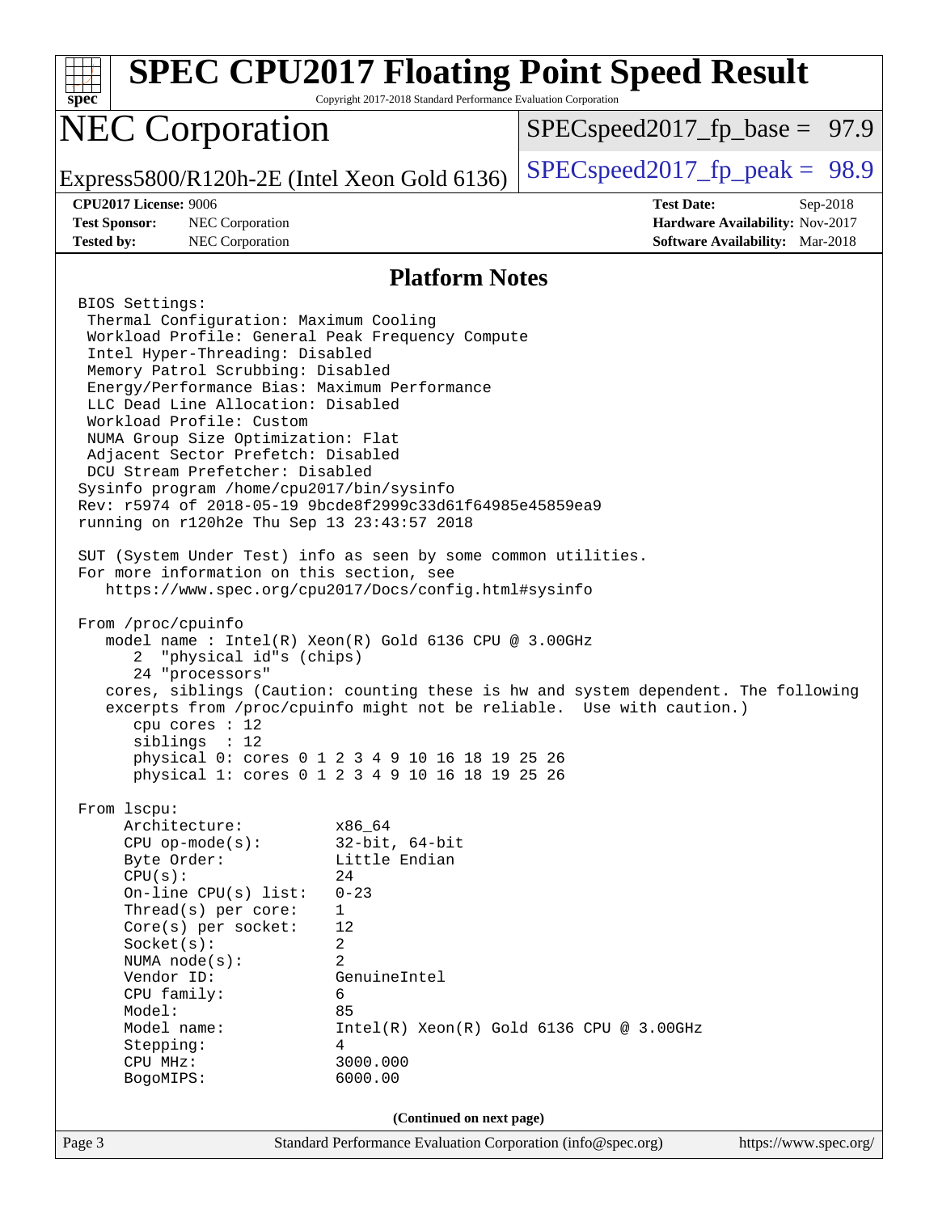# SPEC CPU2017 Floating Point Speed Result

Copyright 2017-2018 Standard Performance Evaluation Corporation

## NEC Corporation

Express5800/R120h-2E (Intel Xeon Gold 6136)

SPECspeed2017_fp_base = 97.9

SPECspeed2017_fp_peak = 98.9

**CPU2017 License:** 9006
**Test Sponsor:** NEC Corporation
**Tested by:** NEC Corporation

**Test Date:** Sep-2018
**Hardware Availability:** Nov-2017
**Software Availability:** Mar-2018

### Platform Notes

```
BIOS Settings:
 Thermal Configuration: Maximum Cooling
 Workload Profile: General Peak Frequency Compute
 Intel Hyper-Threading: Disabled
 Memory Patrol Scrubbing: Disabled
 Energy/Performance Bias: Maximum Performance
 LLC Dead Line Allocation: Disabled
 Workload Profile: Custom
 NUMA Group Size Optimization: Flat
 Adjacent Sector Prefetch: Disabled
 DCU Stream Prefetcher: Disabled
Sysinfo program /home/cpu2017/bin/sysinfo
Rev: r5974 of 2018-05-19 9bcde8f2999c33d61f64985e45859ea9
running on r120h2e Thu Sep 13 23:43:57 2018

SUT (System Under Test) info as seen by some common utilities.
For more information on this section, see
   https://www.spec.org/cpu2017/Docs/config.html#sysinfo

From /proc/cpuinfo
   model name : Intel(R) Xeon(R) Gold 6136 CPU @ 3.00GHz
      2  "physical id"s (chips)
      24 "processors"
   cores, siblings (Caution: counting these is hw and system dependent. The following
   excerpts from /proc/cpuinfo might not be reliable.  Use with caution.)
      cpu cores : 12
      siblings  : 12
      physical 0: cores 0 1 2 3 4 9 10 16 18 19 25 26
      physical 1: cores 0 1 2 3 4 9 10 16 18 19 25 26

From lscpu:
     Architecture:          x86_64
     CPU op-mode(s):        32-bit, 64-bit
     Byte Order:            Little Endian
     CPU(s):                24
     On-line CPU(s) list:   0-23
     Thread(s) per core:    1
     Core(s) per socket:    12
     Socket(s):             2
     NUMA node(s):          2
     Vendor ID:             GenuineIntel
     CPU family:            6
     Model:                 85
     Model name:            Intel(R) Xeon(R) Gold 6136 CPU @ 3.00GHz
     Stepping:              4
     CPU MHz:               3000.000
     BogoMIPS:              6000.00
```

(Continued on next page)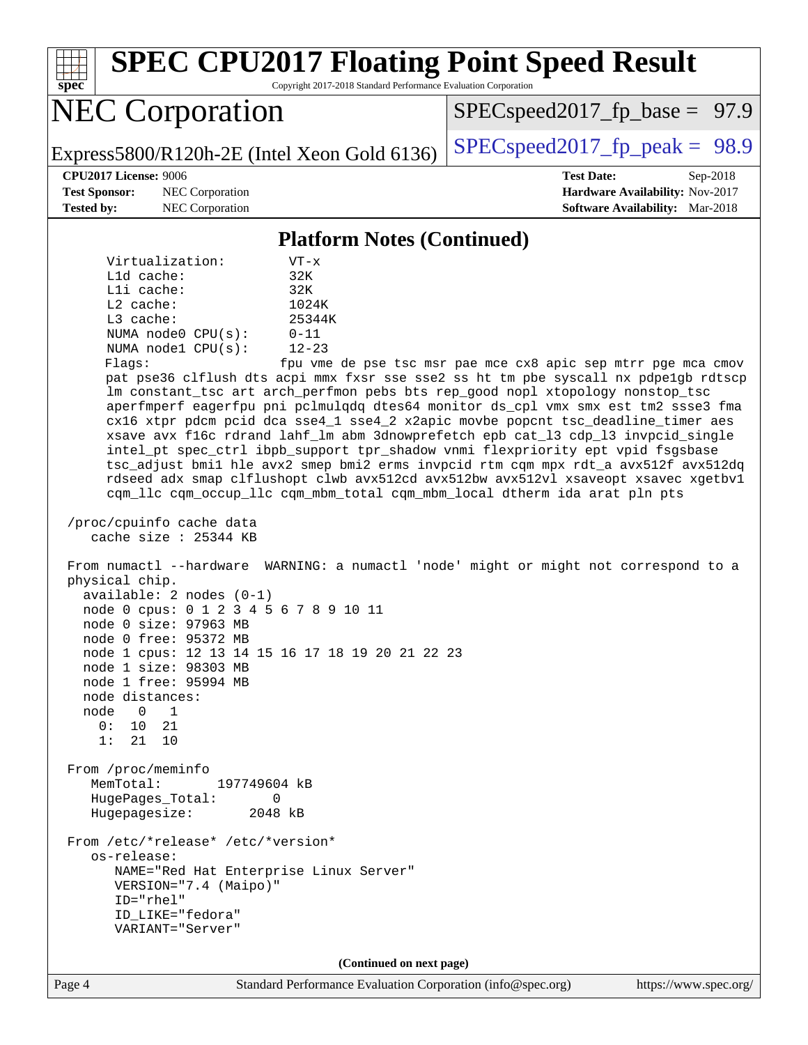## Platform Notes (Continued)

```
     Virtualization:        VT-x
     L1d cache:             32K
     L1i cache:             32K
     L2 cache:              1024K
     L3 cache:              25344K
     NUMA node0 CPU(s):     0-11
     NUMA node1 CPU(s):     12-23
     Flags:                 fpu vme de pse tsc msr pae mce cx8 apic sep mtrr pge mca cmov
     pat pse36 clflush dts acpi mmx fxsr sse sse2 ss ht tm pbe syscall nx pdpe1gb rdtscp
     lm constant_tsc art arch_perfmon pebs bts rep_good nopl xtopology nonstop_tsc
     aperfmperf eagerfpu pni pclmulqdq dtes64 monitor ds_cpl vmx smx est tm2 ssse3 fma
     cx16 xtpr pdcm pcid dca sse4_1 sse4_2 x2apic movbe popcnt tsc_deadline_timer aes
     xsave avx f16c rdrand lahf_lm abm 3dnowprefetch epb cat_l3 cdp_l3 invpcid_single
     intel_pt spec_ctrl ibpb_support tpr_shadow vnmi flexpriority ept vpid fsgsbase
     tsc_adjust bmi1 hle avx2 smep bmi2 erms invpcid rtm cqm mpx rdt_a avx512f avx512dq
     rdseed adx smap clflushopt clwb avx512cd avx512bw avx512vl xsaveopt xsavec xgetbv1
     cqm_llc cqm_occup_llc cqm_mbm_total cqm_mbm_local dtherm ida arat pln pts

 /proc/cpuinfo cache data
    cache size : 25344 KB

 From numactl --hardware  WARNING: a numactl 'node' might or might not correspond to a
 physical chip.
   available: 2 nodes (0-1)
   node 0 cpus: 0 1 2 3 4 5 6 7 8 9 10 11
   node 0 size: 97963 MB
   node 0 free: 95372 MB
   node 1 cpus: 12 13 14 15 16 17 18 19 20 21 22 23
   node 1 size: 98303 MB
   node 1 free: 95994 MB
   node distances:
   node   0   1
     0:  10  21
     1:  21  10

 From /proc/meminfo
    MemTotal:       197749604 kB
    HugePages_Total:       0
    Hugepagesize:       2048 kB

 From /etc/*release* /etc/*version*
    os-release:
       NAME="Red Hat Enterprise Linux Server"
       VERSION="7.4 (Maipo)"
       ID="rhel"
       ID_LIKE="fedora"
       VARIANT="Server"
```

**(Continued on next page)**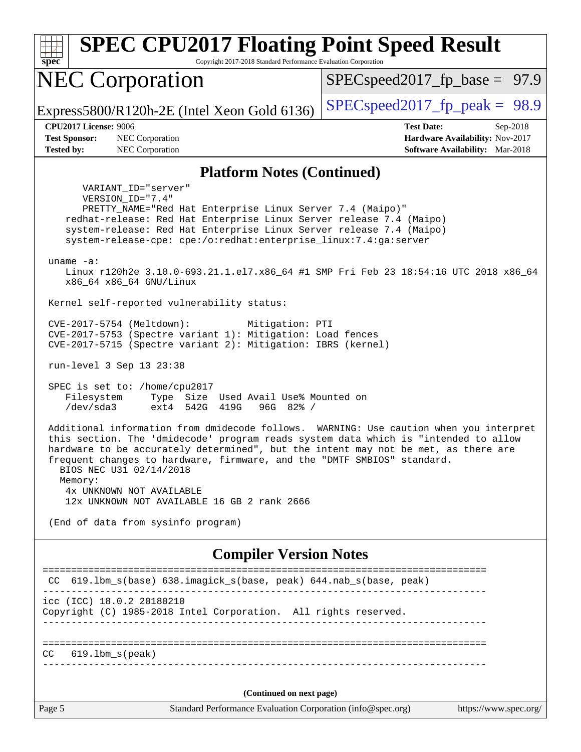# SPEC CPU2017 Floating Point Speed Result

Copyright 2017-2018 Standard Performance Evaluation Corporation

## NEC Corporation

Express5800/R120h-2E (Intel Xeon Gold 6136)

SPECspeed2017_fp_base = 97.9

SPECspeed2017_fp_peak = 98.9

**CPU2017 License:** 9006
**Test Sponsor:** NEC Corporation
**Tested by:** NEC Corporation

**Test Date:** Sep-2018
**Hardware Availability:** Nov-2017
**Software Availability:** Mar-2018

### Platform Notes (Continued)

```
      VARIANT_ID="server"
      VERSION_ID="7.4"
      PRETTY_NAME="Red Hat Enterprise Linux Server 7.4 (Maipo)"
   redhat-release: Red Hat Enterprise Linux Server release 7.4 (Maipo)
   system-release: Red Hat Enterprise Linux Server release 7.4 (Maipo)
   system-release-cpe: cpe:/o:redhat:enterprise_linux:7.4:ga:server

uname -a:
   Linux r120h2e 3.10.0-693.21.1.el7.x86_64 #1 SMP Fri Feb 23 18:54:16 UTC 2018 x86_64
   x86_64 x86_64 GNU/Linux

Kernel self-reported vulnerability status:

CVE-2017-5754 (Meltdown):          Mitigation: PTI
CVE-2017-5753 (Spectre variant 1): Mitigation: Load fences
CVE-2017-5715 (Spectre variant 2): Mitigation: IBRS (kernel)

run-level 3 Sep 13 23:38

SPEC is set to: /home/cpu2017
   Filesystem     Type  Size  Used Avail Use% Mounted on
   /dev/sda3      ext4  542G  419G   96G  82% /

Additional information from dmidecode follows.  WARNING: Use caution when you interpret
this section. The 'dmidecode' program reads system data which is "intended to allow
hardware to be accurately determined", but the intent may not be met, as there are
frequent changes to hardware, firmware, and the "DMTF SMBIOS" standard.
  BIOS NEC U31 02/14/2018
  Memory:
   4x UNKNOWN NOT AVAILABLE
   12x UNKNOWN NOT AVAILABLE 16 GB 2 rank 2666

(End of data from sysinfo program)
```

### Compiler Version Notes

```
==============================================================================
 CC  619.lbm_s(base) 638.imagick_s(base, peak) 644.nab_s(base, peak)
------------------------------------------------------------------------------
icc (ICC) 18.0.2 20180210
Copyright (C) 1985-2018 Intel Corporation.  All rights reserved.
------------------------------------------------------------------------------

==============================================================================
CC   619.lbm_s(peak)
------------------------------------------------------------------------------
```

(Continued on next page)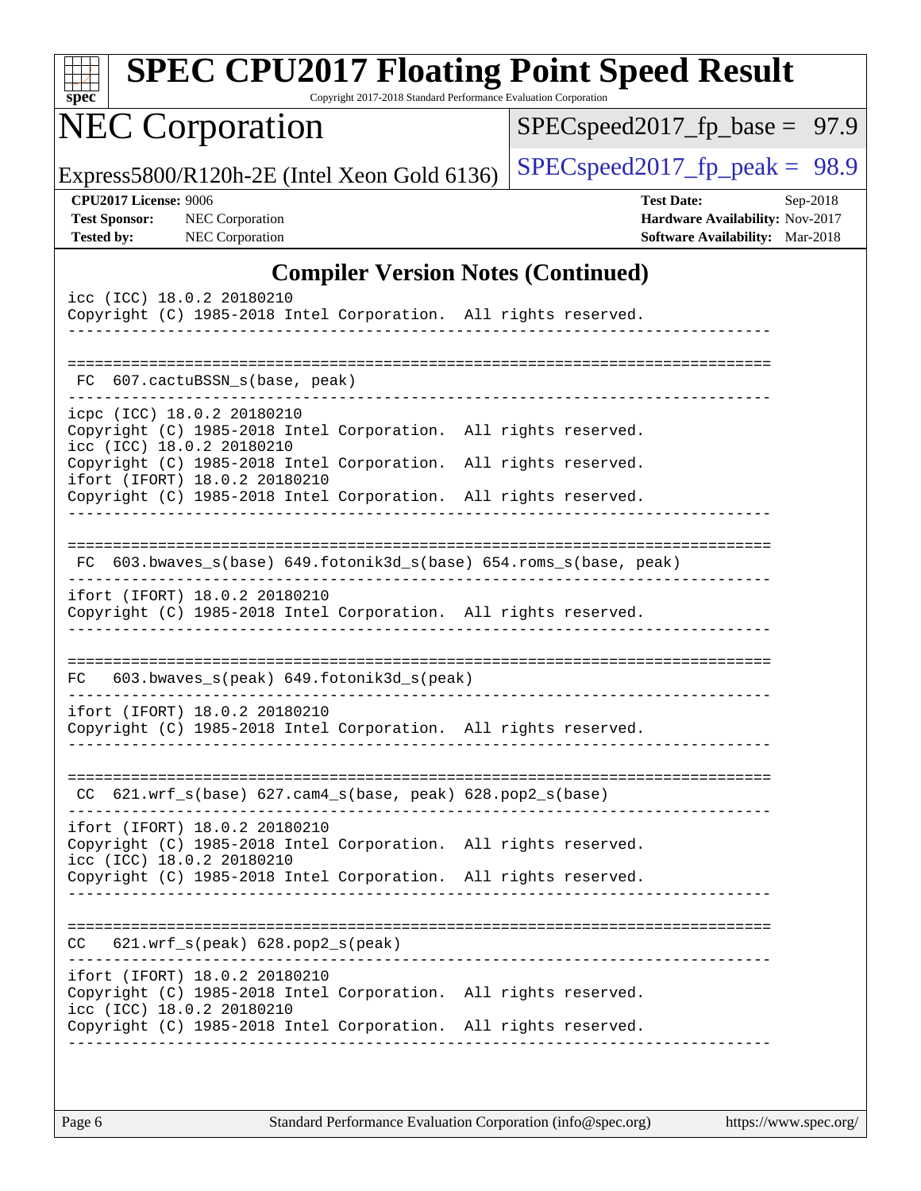# SPEC CPU2017 Floating Point Speed Result

Copyright 2017-2018 Standard Performance Evaluation Corporation

## NEC Corporation

Express5800/R120h-2E (Intel Xeon Gold 6136)

SPECspeed2017_fp_base = 97.9

SPECspeed2017_fp_peak = 98.9

**CPU2017 License:** 9006
**Test Sponsor:** NEC Corporation
**Tested by:** NEC Corporation

**Test Date:** Sep-2018
**Hardware Availability:** Nov-2017
**Software Availability:** Mar-2018

### Compiler Version Notes (Continued)

```
icc (ICC) 18.0.2 20180210
Copyright (C) 1985-2018 Intel Corporation.  All rights reserved.
------------------------------------------------------------------------------

==============================================================================
 FC  607.cactuBSSN_s(base, peak)
------------------------------------------------------------------------------
icpc (ICC) 18.0.2 20180210
Copyright (C) 1985-2018 Intel Corporation.  All rights reserved.
icc (ICC) 18.0.2 20180210
Copyright (C) 1985-2018 Intel Corporation.  All rights reserved.
ifort (IFORT) 18.0.2 20180210
Copyright (C) 1985-2018 Intel Corporation.  All rights reserved.
------------------------------------------------------------------------------

==============================================================================
 FC  603.bwaves_s(base) 649.fotonik3d_s(base) 654.roms_s(base, peak)
------------------------------------------------------------------------------
ifort (IFORT) 18.0.2 20180210
Copyright (C) 1985-2018 Intel Corporation.  All rights reserved.
------------------------------------------------------------------------------

==============================================================================
 FC   603.bwaves_s(peak) 649.fotonik3d_s(peak)
------------------------------------------------------------------------------
ifort (IFORT) 18.0.2 20180210
Copyright (C) 1985-2018 Intel Corporation.  All rights reserved.
------------------------------------------------------------------------------

==============================================================================
 CC  621.wrf_s(base) 627.cam4_s(base, peak) 628.pop2_s(base)
------------------------------------------------------------------------------
ifort (IFORT) 18.0.2 20180210
Copyright (C) 1985-2018 Intel Corporation.  All rights reserved.
icc (ICC) 18.0.2 20180210
Copyright (C) 1985-2018 Intel Corporation.  All rights reserved.
------------------------------------------------------------------------------

==============================================================================
 CC   621.wrf_s(peak) 628.pop2_s(peak)
------------------------------------------------------------------------------
ifort (IFORT) 18.0.2 20180210
Copyright (C) 1985-2018 Intel Corporation.  All rights reserved.
icc (ICC) 18.0.2 20180210
Copyright (C) 1985-2018 Intel Corporation.  All rights reserved.
------------------------------------------------------------------------------
```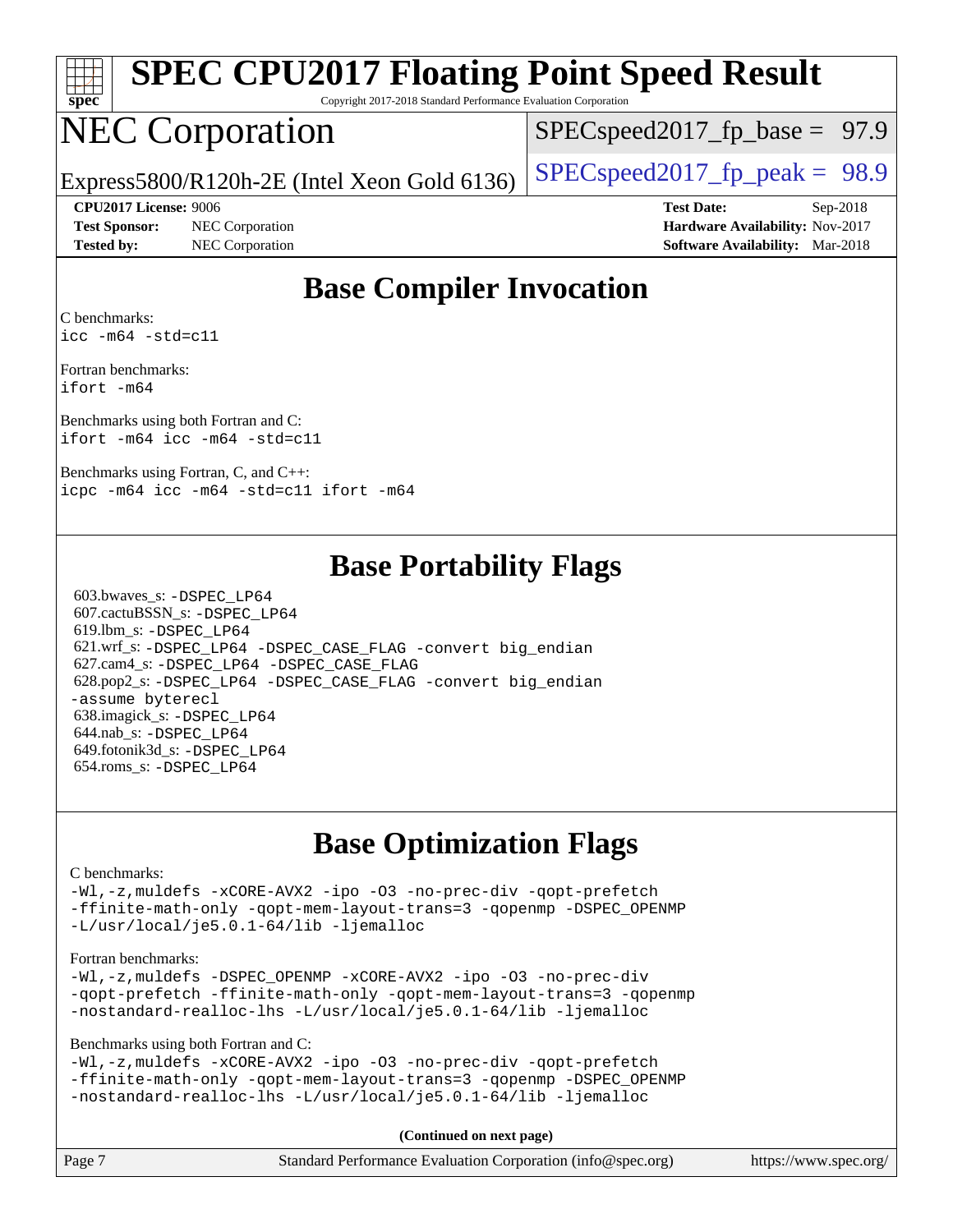# SPEC CPU2017 Floating Point Speed Result

Copyright 2017-2018 Standard Performance Evaluation Corporation

# NEC Corporation

Express5800/R120h-2E (Intel Xeon Gold 6136)

SPECspeed2017_fp_base = 97.9

SPECspeed2017_fp_peak = 98.9

**CPU2017 License:** 9006
**Test Sponsor:** NEC Corporation
**Tested by:** NEC Corporation

**Test Date:** Sep-2018
**Hardware Availability:** Nov-2017
**Software Availability:** Mar-2018

## Base Compiler Invocation

C benchmarks:
```
icc -m64 -std=c11
```

Fortran benchmarks:
```
ifort -m64
```

Benchmarks using both Fortran and C:
```
ifort -m64 icc -m64 -std=c11
```

Benchmarks using Fortran, C, and C++:
```
icpc -m64 icc -m64 -std=c11 ifort -m64
```

## Base Portability Flags

603.bwaves_s: -DSPEC_LP64
607.cactuBSSN_s: -DSPEC_LP64
619.lbm_s: -DSPEC_LP64
621.wrf_s: -DSPEC_LP64 -DSPEC_CASE_FLAG -convert big_endian
627.cam4_s: -DSPEC_LP64 -DSPEC_CASE_FLAG
628.pop2_s: -DSPEC_LP64 -DSPEC_CASE_FLAG -convert big_endian -assume byterecl
638.imagick_s: -DSPEC_LP64
644.nab_s: -DSPEC_LP64
649.fotonik3d_s: -DSPEC_LP64
654.roms_s: -DSPEC_LP64

## Base Optimization Flags

C benchmarks:
```
-Wl,-z,muldefs -xCORE-AVX2 -ipo -O3 -no-prec-div -qopt-prefetch
-ffinite-math-only -qopt-mem-layout-trans=3 -qopenmp -DSPEC_OPENMP
-L/usr/local/je5.0.1-64/lib -ljemalloc
```

Fortran benchmarks:
```
-Wl,-z,muldefs -DSPEC_OPENMP -xCORE-AVX2 -ipo -O3 -no-prec-div
-qopt-prefetch -ffinite-math-only -qopt-mem-layout-trans=3 -qopenmp
-nostandard-realloc-lhs -L/usr/local/je5.0.1-64/lib -ljemalloc
```

Benchmarks using both Fortran and C:
```
-Wl,-z,muldefs -xCORE-AVX2 -ipo -O3 -no-prec-div -qopt-prefetch
-ffinite-math-only -qopt-mem-layout-trans=3 -qopenmp -DSPEC_OPENMP
-nostandard-realloc-lhs -L/usr/local/je5.0.1-64/lib -ljemalloc
```

**(Continued on next page)**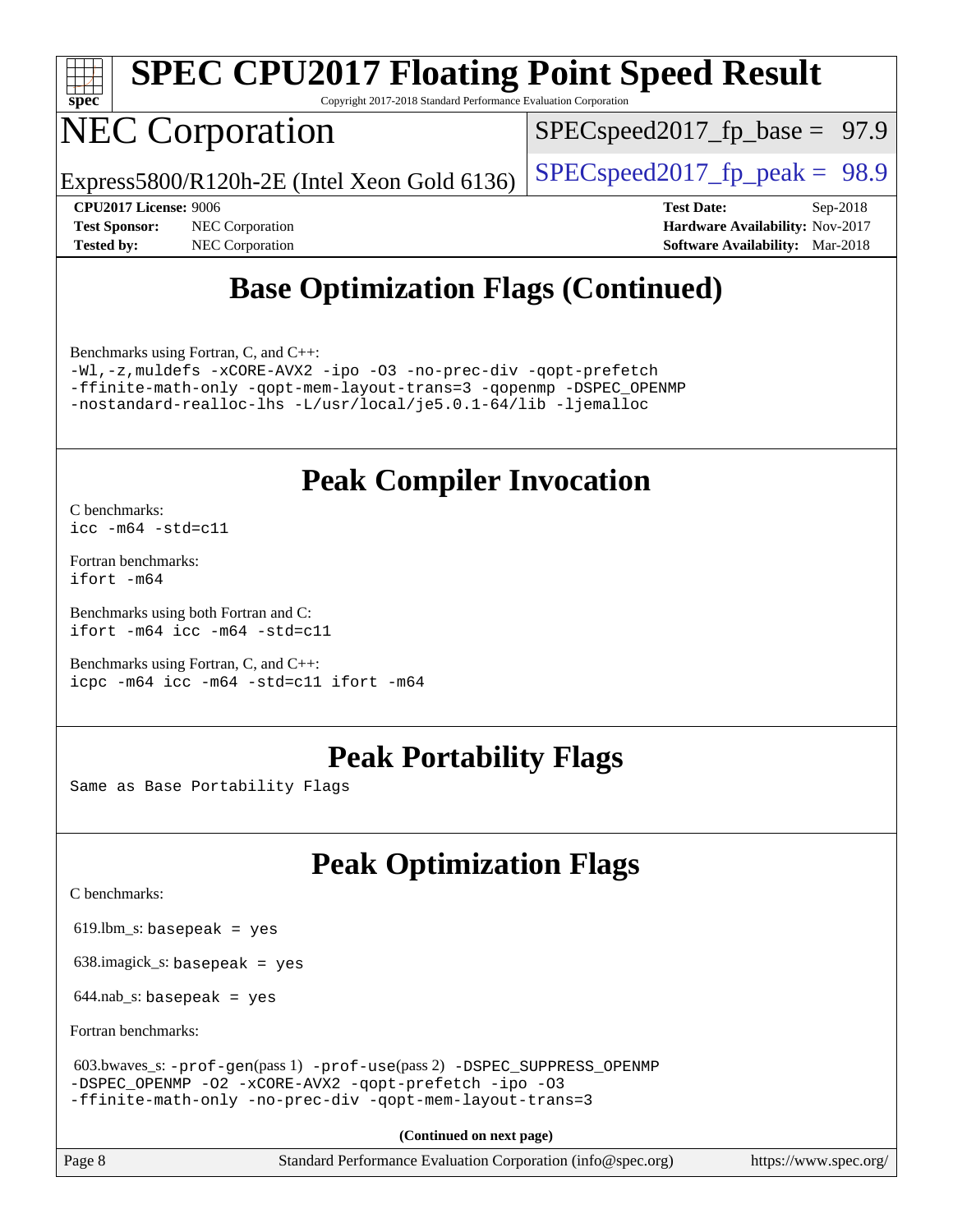## Base Optimization Flags (Continued)

Benchmarks using Fortran, C, and C++:

```
-Wl,-z,muldefs -xCORE-AVX2 -ipo -O3 -no-prec-div -qopt-prefetch
-ffinite-math-only -qopt-mem-layout-trans=3 -qopenmp -DSPEC_OPENMP
-nostandard-realloc-lhs -L/usr/local/je5.0.1-64/lib -ljemalloc
```

## Peak Compiler Invocation

C benchmarks:

```
icc -m64 -std=c11
```

Fortran benchmarks:

```
ifort -m64
```

Benchmarks using both Fortran and C:

```
ifort -m64 icc -m64 -std=c11
```

Benchmarks using Fortran, C, and C++:

```
icpc -m64 icc -m64 -std=c11 ifort -m64
```

## Peak Portability Flags

Same as Base Portability Flags

## Peak Optimization Flags

C benchmarks:

619.lbm_s: `basepeak = yes`

638.imagick_s: `basepeak = yes`

644.nab_s: `basepeak = yes`

Fortran benchmarks:

603.bwaves_s: `-prof-gen`(pass 1) `-prof-use`(pass 2) `-DSPEC_SUPPRESS_OPENMP -DSPEC_OPENMP -O2 -xCORE-AVX2 -qopt-prefetch -ipo -O3 -ffinite-math-only -no-prec-div -qopt-mem-layout-trans=3`

**(Continued on next page)**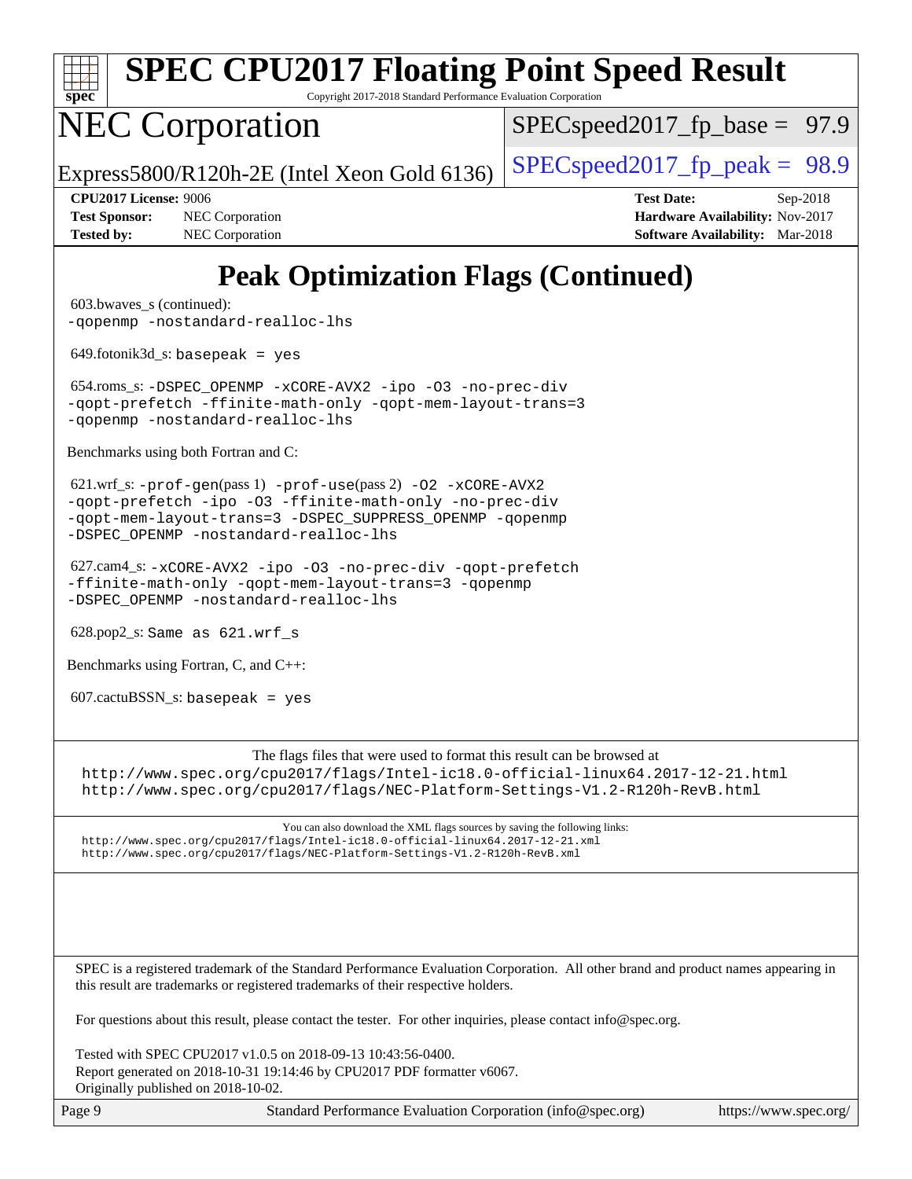# Peak Optimization Flags (Continued)

603.bwaves_s (continued):
-qopenmp -nostandard-realloc-lhs

649.fotonik3d_s: basepeak = yes

654.roms_s: -DSPEC_OPENMP -xCORE-AVX2 -ipo -O3 -no-prec-div -qopt-prefetch -ffinite-math-only -qopt-mem-layout-trans=3 -qopenmp -nostandard-realloc-lhs

Benchmarks using both Fortran and C:

621.wrf_s: -prof-gen(pass 1) -prof-use(pass 2) -O2 -xCORE-AVX2 -qopt-prefetch -ipo -O3 -ffinite-math-only -no-prec-div -qopt-mem-layout-trans=3 -DSPEC_SUPPRESS_OPENMP -qopenmp -DSPEC_OPENMP -nostandard-realloc-lhs

627.cam4_s: -xCORE-AVX2 -ipo -O3 -no-prec-div -qopt-prefetch -ffinite-math-only -qopt-mem-layout-trans=3 -qopenmp -DSPEC_OPENMP -nostandard-realloc-lhs

628.pop2_s: Same as 621.wrf_s

Benchmarks using Fortran, C, and C++:

607.cactuBSSN_s: basepeak = yes

The flags files that were used to format this result can be browsed at
http://www.spec.org/cpu2017/flags/Intel-ic18.0-official-linux64.2017-12-21.html
http://www.spec.org/cpu2017/flags/NEC-Platform-Settings-V1.2-R120h-RevB.html

You can also download the XML flags sources by saving the following links:
http://www.spec.org/cpu2017/flags/Intel-ic18.0-official-linux64.2017-12-21.xml
http://www.spec.org/cpu2017/flags/NEC-Platform-Settings-V1.2-R120h-RevB.xml

SPEC is a registered trademark of the Standard Performance Evaluation Corporation. All other brand and product names appearing in this result are trademarks or registered trademarks of their respective holders.

For questions about this result, please contact the tester. For other inquiries, please contact info@spec.org.

Tested with SPEC CPU2017 v1.0.5 on 2018-09-13 10:43:56-0400.
Report generated on 2018-10-31 19:14:46 by CPU2017 PDF formatter v6067.
Originally published on 2018-10-02.